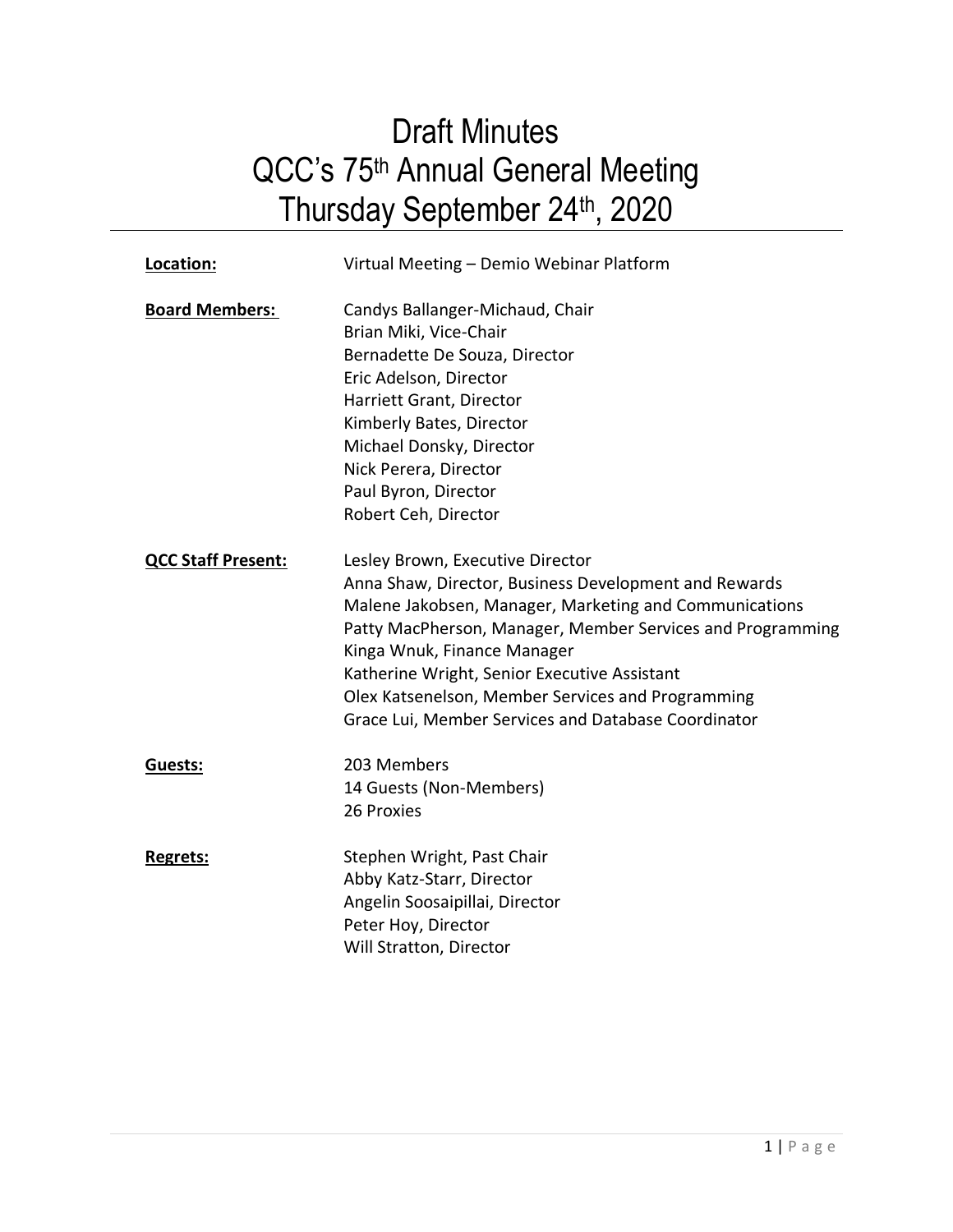# Draft Minutes
# QCC's 75th Annual General Meeting
# Thursday September 24th, 2020

**Location:** Virtual Meeting – Demio Webinar Platform

**Board Members:**
Candys Ballanger-Michaud, Chair
Brian Miki, Vice-Chair
Bernadette De Souza, Director
Eric Adelson, Director
Harriett Grant, Director
Kimberly Bates, Director
Michael Donsky, Director
Nick Perera, Director
Paul Byron, Director
Robert Ceh, Director

**QCC Staff Present:**
Lesley Brown, Executive Director
Anna Shaw, Director, Business Development and Rewards
Malene Jakobsen, Manager, Marketing and Communications
Patty MacPherson, Manager, Member Services and Programming
Kinga Wnuk, Finance Manager
Katherine Wright, Senior Executive Assistant
Olex Katsenelson, Member Services and Programming
Grace Lui, Member Services and Database Coordinator

**Guests:**
203 Members
14 Guests (Non-Members)
26 Proxies

**Regrets:**
Stephen Wright, Past Chair
Abby Katz-Starr, Director
Angelin Soosaipillai, Director
Peter Hoy, Director
Will Stratton, Director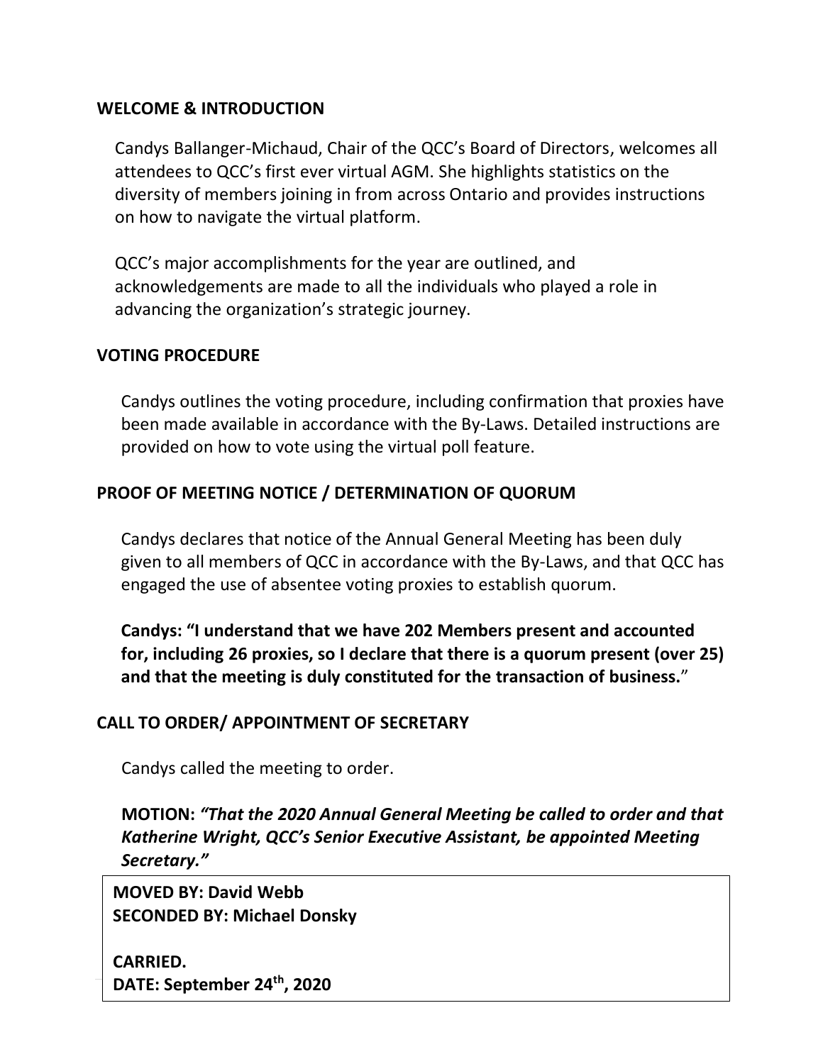## WELCOME & INTRODUCTION

Candys Ballanger-Michaud, Chair of the QCC's Board of Directors, welcomes all attendees to QCC's first ever virtual AGM. She highlights statistics on the diversity of members joining in from across Ontario and provides instructions on how to navigate the virtual platform.

QCC's major accomplishments for the year are outlined, and acknowledgements are made to all the individuals who played a role in advancing the organization's strategic journey.

## VOTING PROCEDURE

Candys outlines the voting procedure, including confirmation that proxies have been made available in accordance with the By-Laws. Detailed instructions are provided on how to vote using the virtual poll feature.

## PROOF OF MEETING NOTICE / DETERMINATION OF QUORUM

Candys declares that notice of the Annual General Meeting has been duly given to all members of QCC in accordance with the By-Laws, and that QCC has engaged the use of absentee voting proxies to establish quorum.

**Candys: "I understand that we have 202 Members present and accounted for, including 26 proxies, so I declare that there is a quorum present (over 25) and that the meeting is duly constituted for the transaction of business.**"

## CALL TO ORDER/ APPOINTMENT OF SECRETARY

Candys called the meeting to order.

**MOTION:** ***"That the 2020 Annual General Meeting be called to order and that Katherine Wright, QCC's Senior Executive Assistant, be appointed Meeting Secretary."***

**MOVED BY: David Webb**
**SECONDED BY: Michael Donsky**

**CARRIED.**
**DATE: September 24th, 2020**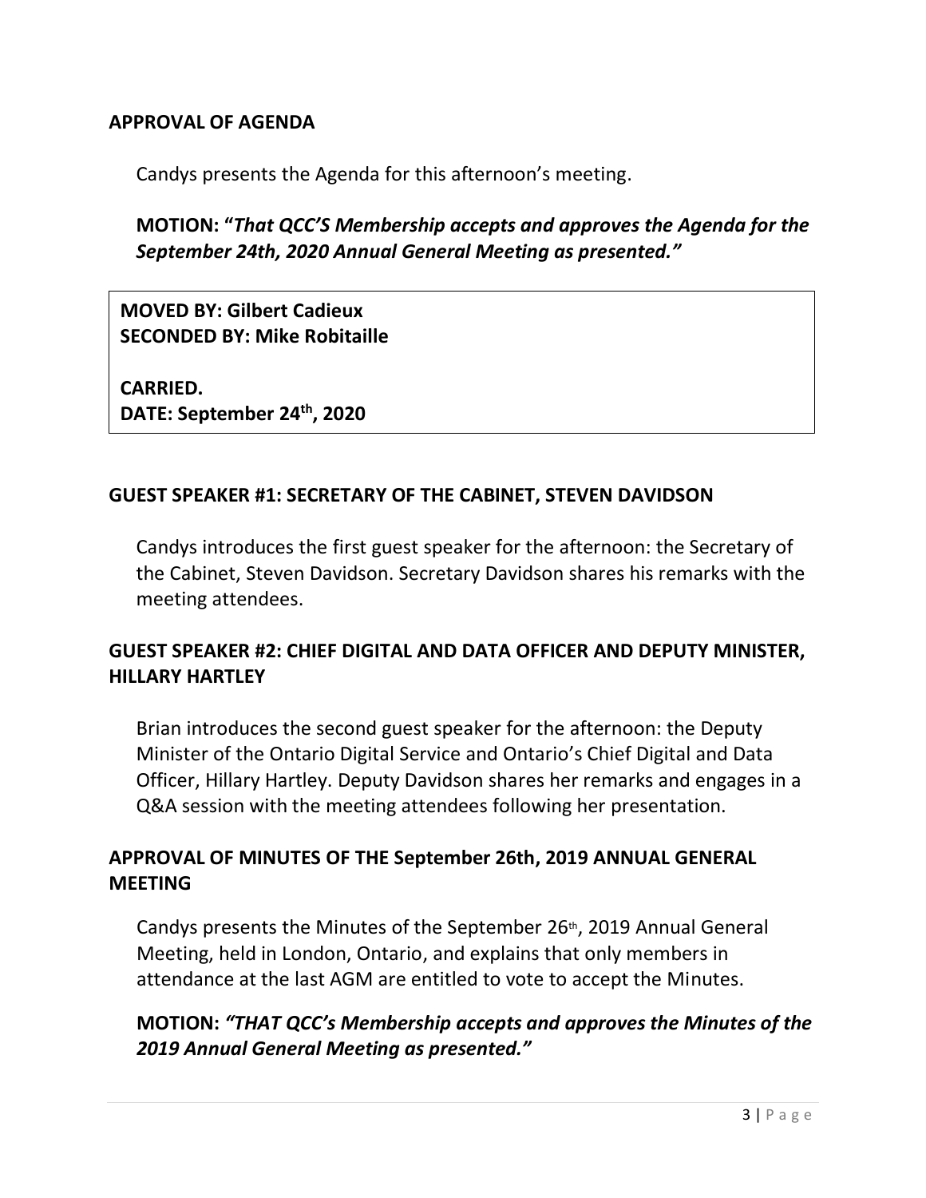## APPROVAL OF AGENDA

Candys presents the Agenda for this afternoon's meeting.

**MOTION: "*That QCC'S Membership accepts and approves the Agenda for the September 24th, 2020 Annual General Meeting as presented.*"**

**MOVED BY: Gilbert Cadieux**
**SECONDED BY: Mike Robitaille**

**CARRIED.**
**DATE: September 24th, 2020**

## GUEST SPEAKER #1: SECRETARY OF THE CABINET, STEVEN DAVIDSON

Candys introduces the first guest speaker for the afternoon: the Secretary of the Cabinet, Steven Davidson. Secretary Davidson shares his remarks with the meeting attendees.

## GUEST SPEAKER #2: CHIEF DIGITAL AND DATA OFFICER AND DEPUTY MINISTER, HILLARY HARTLEY

Brian introduces the second guest speaker for the afternoon: the Deputy Minister of the Ontario Digital Service and Ontario's Chief Digital and Data Officer, Hillary Hartley. Deputy Davidson shares her remarks and engages in a Q&A session with the meeting attendees following her presentation.

## APPROVAL OF MINUTES OF THE September 26th, 2019 ANNUAL GENERAL MEETING

Candys presents the Minutes of the September 26th, 2019 Annual General Meeting, held in London, Ontario, and explains that only members in attendance at the last AGM are entitled to vote to accept the Minutes.

**MOTION: *"THAT QCC's Membership accepts and approves the Minutes of the 2019 Annual General Meeting as presented."***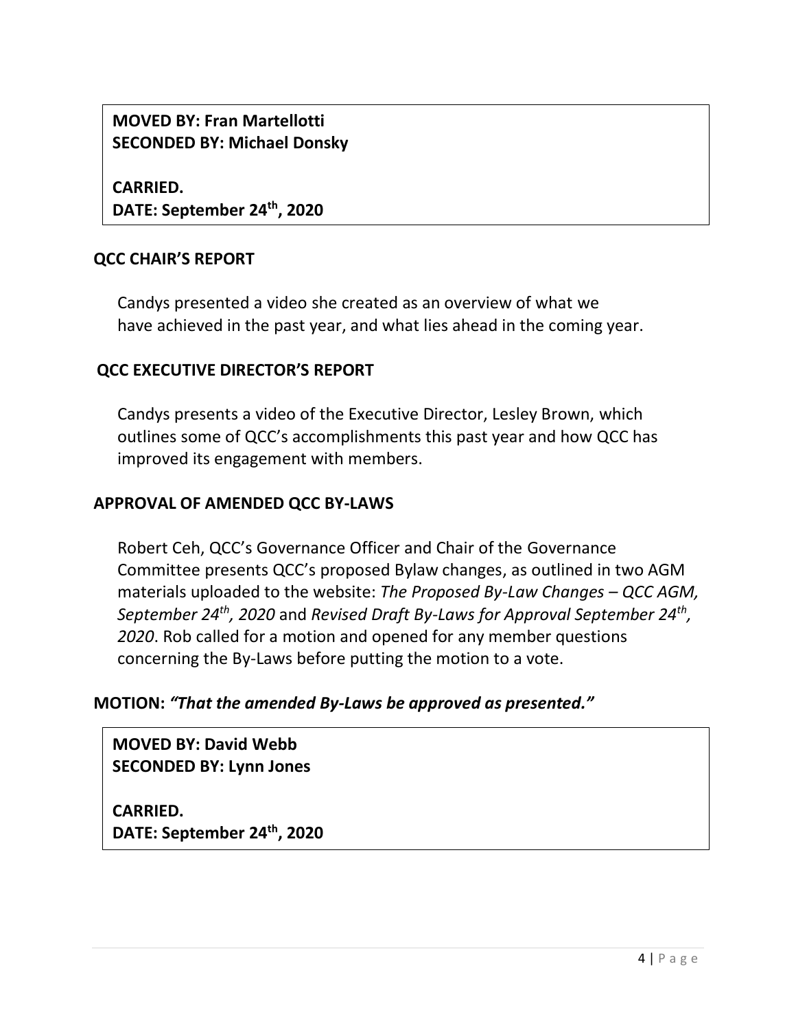**MOVED BY: Fran Martellotti**
**SECONDED BY: Michael Donsky**

**CARRIED.**
**DATE: September 24th, 2020**

## QCC CHAIR'S REPORT

Candys presented a video she created as an overview of what we have achieved in the past year, and what lies ahead in the coming year.

## QCC EXECUTIVE DIRECTOR'S REPORT

Candys presents a video of the Executive Director, Lesley Brown, which outlines some of QCC's accomplishments this past year and how QCC has improved its engagement with members.

## APPROVAL OF AMENDED QCC BY-LAWS

Robert Ceh, QCC's Governance Officer and Chair of the Governance Committee presents QCC's proposed Bylaw changes, as outlined in two AGM materials uploaded to the website: *The Proposed By-Law Changes – QCC AGM, September 24th, 2020* and *Revised Draft By-Laws for Approval September 24th, 2020*. Rob called for a motion and opened for any member questions concerning the By-Laws before putting the motion to a vote.

**MOTION:** ***"That the amended By-Laws be approved as presented."***

**MOVED BY: David Webb**
**SECONDED BY: Lynn Jones**

**CARRIED.**
**DATE: September 24th, 2020**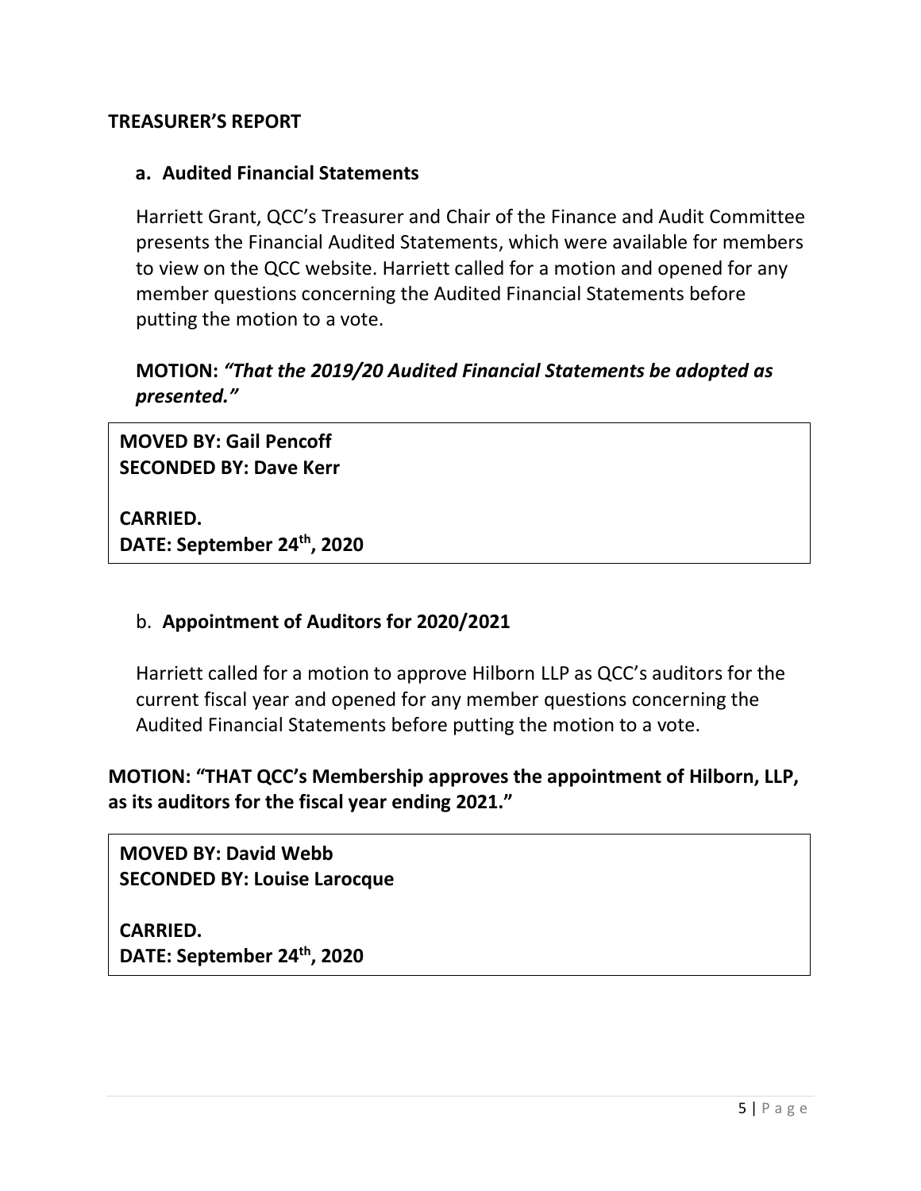## TREASURER'S REPORT

### a. Audited Financial Statements

Harriett Grant, QCC's Treasurer and Chair of the Finance and Audit Committee presents the Financial Audited Statements, which were available for members to view on the QCC website. Harriett called for a motion and opened for any member questions concerning the Audited Financial Statements before putting the motion to a vote.

**MOTION:** ***"That the 2019/20 Audited Financial Statements be adopted as presented."***

**MOVED BY: Gail Pencoff**
**SECONDED BY: Dave Kerr**

**CARRIED.**
**DATE: September 24th, 2020**

### b. Appointment of Auditors for 2020/2021

Harriett called for a motion to approve Hilborn LLP as QCC's auditors for the current fiscal year and opened for any member questions concerning the Audited Financial Statements before putting the motion to a vote.

**MOTION: "THAT QCC's Membership approves the appointment of Hilborn, LLP, as its auditors for the fiscal year ending 2021."**

**MOVED BY: David Webb**
**SECONDED BY: Louise Larocque**

**CARRIED.**
**DATE: September 24th, 2020**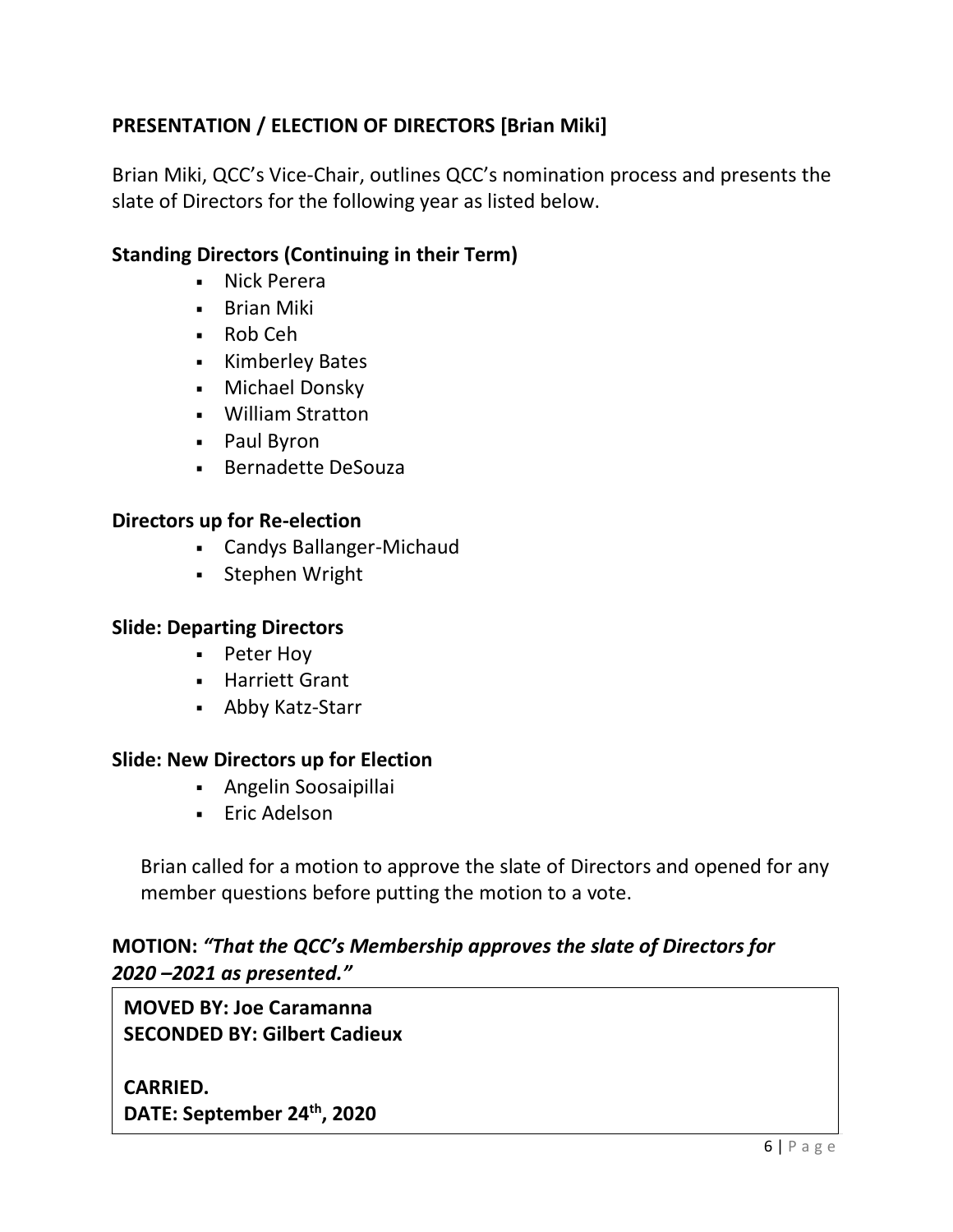## PRESENTATION / ELECTION OF DIRECTORS [Brian Miki]

Brian Miki, QCC's Vice-Chair, outlines QCC's nomination process and presents the slate of Directors for the following year as listed below.

### Standing Directors (Continuing in their Term)

- Nick Perera
- Brian Miki
- Rob Ceh
- Kimberley Bates
- Michael Donsky
- William Stratton
- Paul Byron
- Bernadette DeSouza

### Directors up for Re-election

- Candys Ballanger-Michaud
- Stephen Wright

### Slide: Departing Directors

- Peter Hoy
- Harriett Grant
- Abby Katz-Starr

### Slide: New Directors up for Election

- Angelin Soosaipillai
- Eric Adelson

Brian called for a motion to approve the slate of Directors and opened for any member questions before putting the motion to a vote.

**MOTION:** ***"That the QCC's Membership approves the slate of Directors for 2020 –2021 as presented."***

**MOVED BY: Joe Caramanna**
**SECONDED BY: Gilbert Cadieux**

**CARRIED.**
**DATE: September 24th, 2020**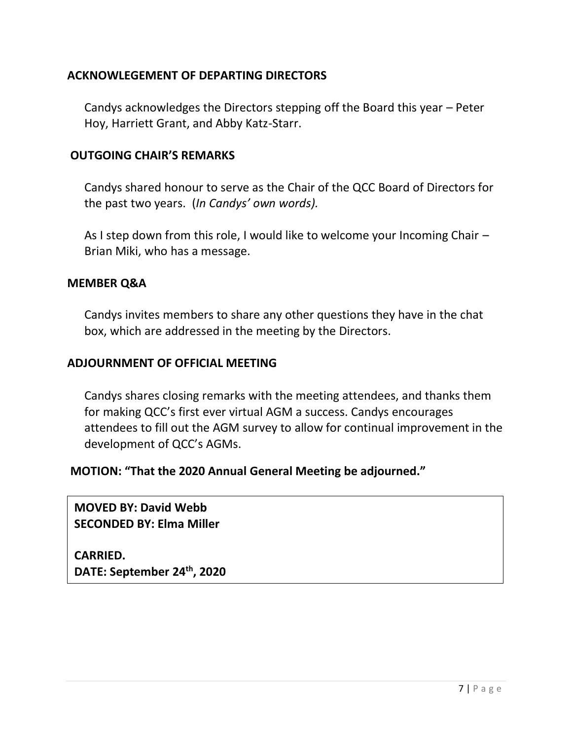## ACKNOWLEGEMENT OF DEPARTING DIRECTORS

Candys acknowledges the Directors stepping off the Board this year – Peter Hoy, Harriett Grant, and Abby Katz-Starr.

## OUTGOING CHAIR'S REMARKS

Candys shared honour to serve as the Chair of the QCC Board of Directors for the past two years. (*In Candys' own words).*

As I step down from this role, I would like to welcome your Incoming Chair – Brian Miki, who has a message.

## MEMBER Q&A

Candys invites members to share any other questions they have in the chat box, which are addressed in the meeting by the Directors.

## ADJOURNMENT OF OFFICIAL MEETING

Candys shares closing remarks with the meeting attendees, and thanks them for making QCC's first ever virtual AGM a success. Candys encourages attendees to fill out the AGM survey to allow for continual improvement in the development of QCC's AGMs.

**MOTION: "That the 2020 Annual General Meeting be adjourned."**

**MOVED BY: David Webb**
**SECONDED BY: Elma Miller**

**CARRIED.**
**DATE: September 24th, 2020**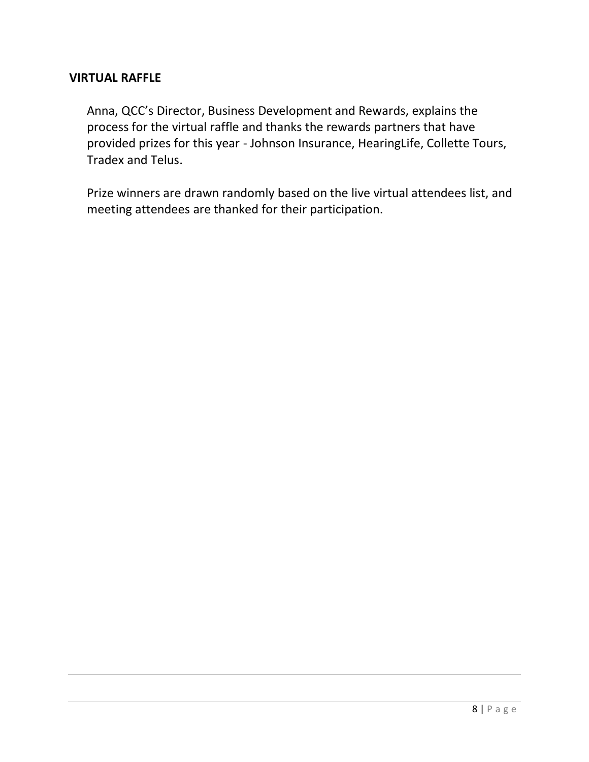## VIRTUAL RAFFLE

Anna, QCC's Director, Business Development and Rewards, explains the process for the virtual raffle and thanks the rewards partners that have provided prizes for this year - Johnson Insurance, HearingLife, Collette Tours, Tradex and Telus.

Prize winners are drawn randomly based on the live virtual attendees list, and meeting attendees are thanked for their participation.